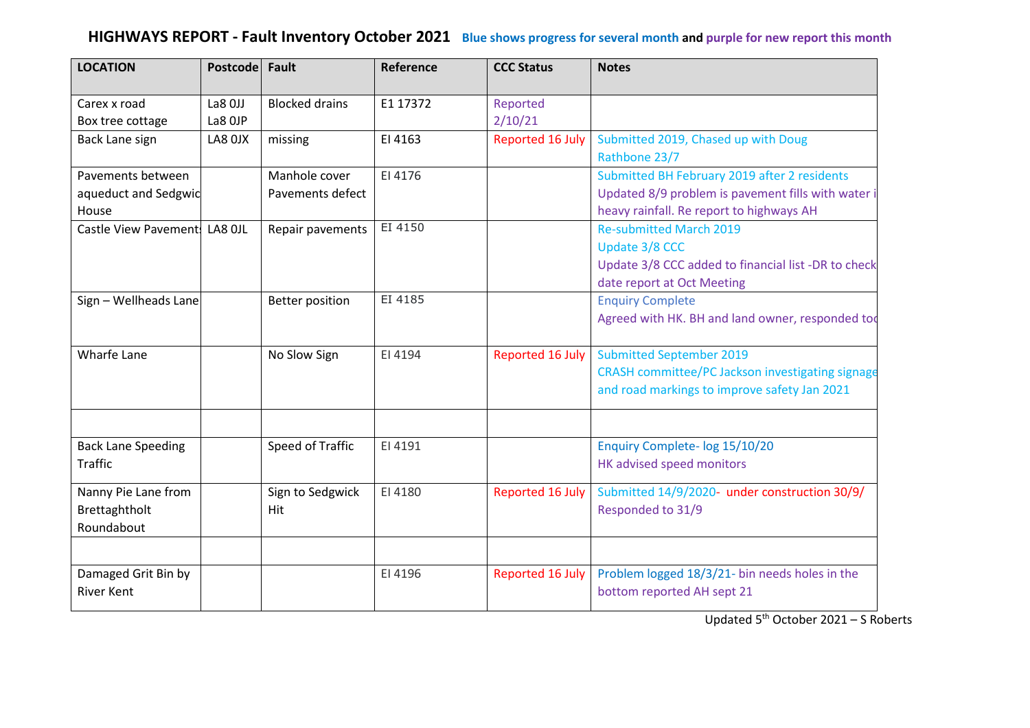# HIGHWAYS REPORT - Fault Inventory October 2021 **Blue shows progress for several month** and **purple for new report this month**

| LOCATION | Postcode | Fault | Reference | CCC Status | Notes |
|---|---|---|---|---|---|
| Carex x road<br>Box tree cottage | La8 0JJ<br>La8 0JP | Blocked drains | E1 17372 | Reported 2/10/21 | |
| Back Lane sign | LA8 0JX | missing | EI 4163 | Reported 16 July | Submitted 2019, Chased up with Doug Rathbone 23/7 |
| Pavements between aqueduct and Sedgwic House | | Manhole cover<br>Pavements defect | EI 4176 | | Submitted BH February 2019 after 2 residents<br>Updated 8/9 problem is pavement fills with water i heavy rainfall. Re report to highways AH |
| Castle View Pavement: | LA8 0JL | Repair pavements | EI 4150 | | Re-submitted March 2019<br>Update 3/8 CCC<br>Update 3/8 CCC added to financial list -DR to check date report at Oct Meeting |
| Sign – Wellheads Lane | | Better position | EI 4185 | | Enquiry Complete<br>Agreed with HK. BH and land owner, responded tod |
| Wharfe Lane | | No Slow Sign | EI 4194 | Reported 16 July | Submitted September 2019<br>CRASH committee/PC Jackson investigating signage and road markings to improve safety Jan 2021 |
| | | | | | |
| Back Lane Speeding Traffic | | Speed of Traffic | EI 4191 | | Enquiry Complete- log 15/10/20<br>HK advised speed monitors |
| Nanny Pie Lane from Brettaghtholt Roundabout | | Sign to Sedgwick Hit | EI 4180 | Reported 16 July | Submitted 14/9/2020- under construction 30/9/<br>Responded to 31/9 |
| | | | | | |
| Damaged Grit Bin by River Kent | | | EI 4196 | Reported 16 July | Problem logged 18/3/21- bin needs holes in the bottom reported AH sept 21 |

Updated 5th October 2021 – S Roberts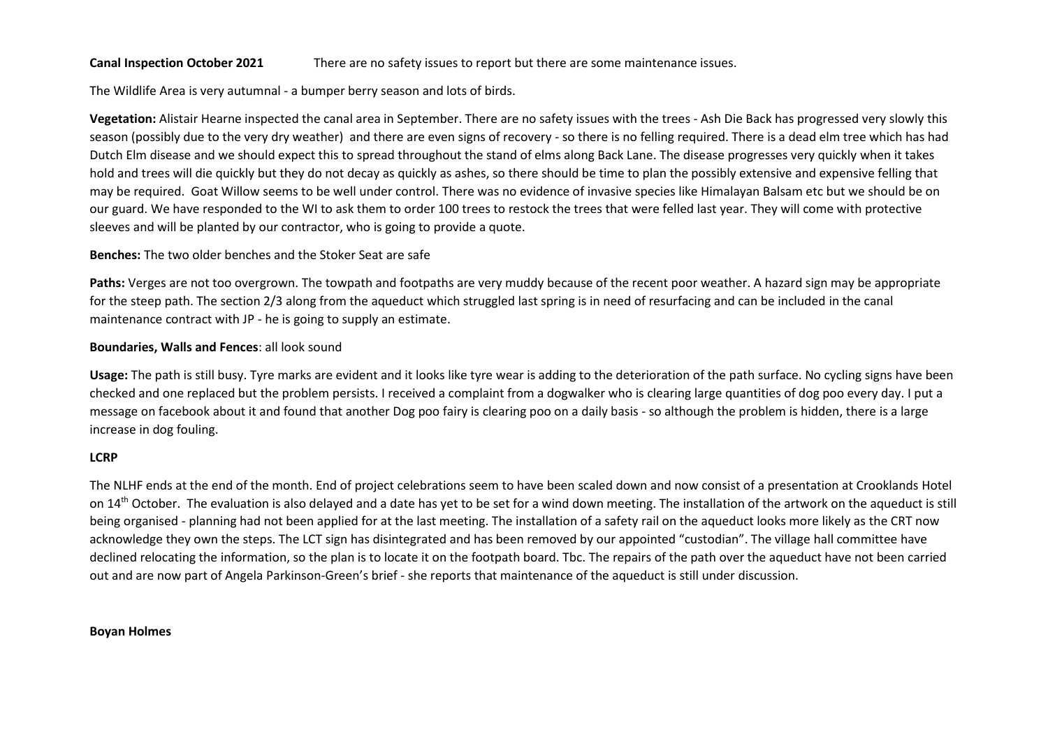**Canal Inspection October 2021** There are no safety issues to report but there are some maintenance issues.

The Wildlife Area is very autumnal - a bumper berry season and lots of birds.

**Vegetation:** Alistair Hearne inspected the canal area in September. There are no safety issues with the trees - Ash Die Back has progressed very slowly this season (possibly due to the very dry weather) and there are even signs of recovery - so there is no felling required. There is a dead elm tree which has had Dutch Elm disease and we should expect this to spread throughout the stand of elms along Back Lane. The disease progresses very quickly when it takes hold and trees will die quickly but they do not decay as quickly as ashes, so there should be time to plan the possibly extensive and expensive felling that may be required. Goat Willow seems to be well under control. There was no evidence of invasive species like Himalayan Balsam etc but we should be on our guard. We have responded to the WI to ask them to order 100 trees to restock the trees that were felled last year. They will come with protective sleeves and will be planted by our contractor, who is going to provide a quote.

**Benches:** The two older benches and the Stoker Seat are safe

**Paths:** Verges are not too overgrown. The towpath and footpaths are very muddy because of the recent poor weather. A hazard sign may be appropriate for the steep path. The section 2/3 along from the aqueduct which struggled last spring is in need of resurfacing and can be included in the canal maintenance contract with JP - he is going to supply an estimate.

**Boundaries, Walls and Fences**: all look sound

**Usage:** The path is still busy. Tyre marks are evident and it looks like tyre wear is adding to the deterioration of the path surface. No cycling signs have been checked and one replaced but the problem persists. I received a complaint from a dogwalker who is clearing large quantities of dog poo every day. I put a message on facebook about it and found that another Dog poo fairy is clearing poo on a daily basis - so although the problem is hidden, there is a large increase in dog fouling.

**LCRP**

The NLHF ends at the end of the month. End of project celebrations seem to have been scaled down and now consist of a presentation at Crooklands Hotel on 14th October. The evaluation is also delayed and a date has yet to be set for a wind down meeting. The installation of the artwork on the aqueduct is still being organised - planning had not been applied for at the last meeting. The installation of a safety rail on the aqueduct looks more likely as the CRT now acknowledge they own the steps. The LCT sign has disintegrated and has been removed by our appointed "custodian". The village hall committee have declined relocating the information, so the plan is to locate it on the footpath board. Tbc. The repairs of the path over the aqueduct have not been carried out and are now part of Angela Parkinson-Green's brief - she reports that maintenance of the aqueduct is still under discussion.

**Boyan Holmes**